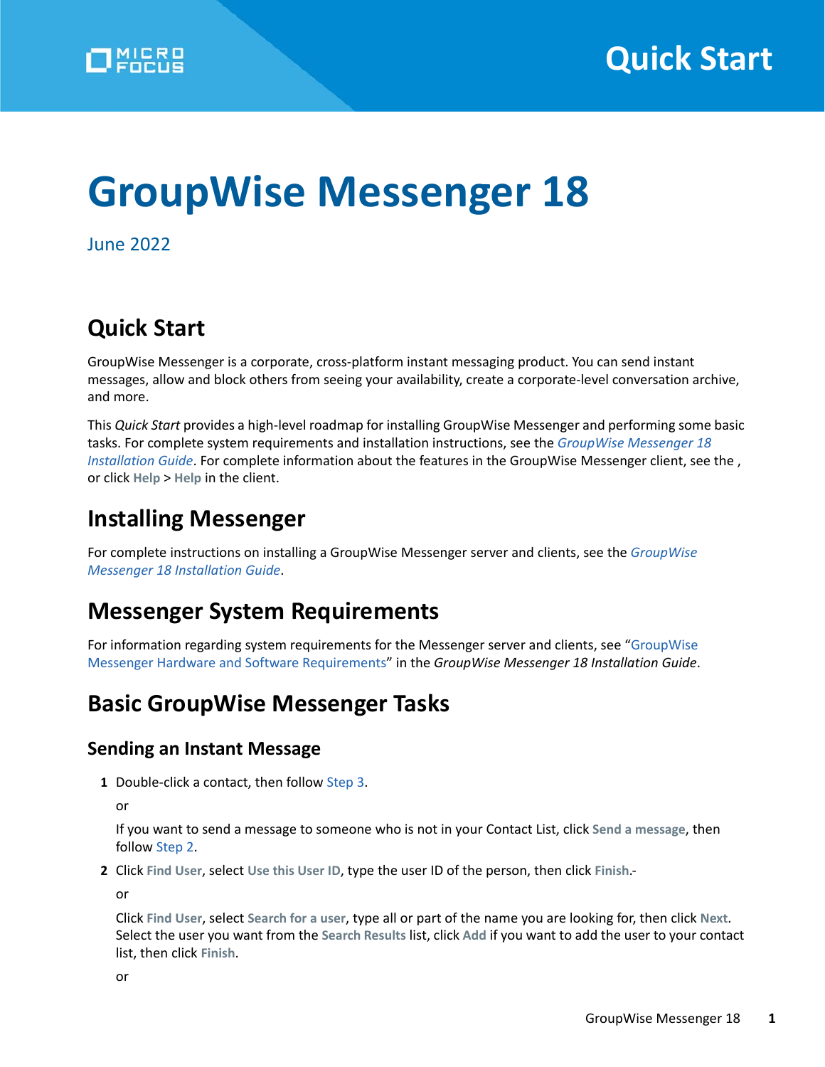# GroupWise Messenger 18

June 2022

## Quick Start

GroupWise Messenger is a corporate, cross-platform instant messaging product. You can send instant messages, allow and block others from seeing your availability, create a corporate-level conversation archive, and more.

This *Quick Start* provides a high-level roadmap for installing GroupWise Messenger and performing some basic tasks. For complete system requirements and installation instructions, see the *GroupWise Messenger 18 Installation Guide*. For complete information about the features in the GroupWise Messenger client, see the , or click **Help** > **Help** in the client.

## Installing Messenger

For complete instructions on installing a GroupWise Messenger server and clients, see the *GroupWise Messenger 18 Installation Guide*.

## Messenger System Requirements

For information regarding system requirements for the Messenger server and clients, see "GroupWise Messenger Hardware and Software Requirements" in the *GroupWise Messenger 18 Installation Guide*.

## Basic GroupWise Messenger Tasks

### Sending an Instant Message

**1** Double-click a contact, then follow Step 3.

or

If you want to send a message to someone who is not in your Contact List, click **Send a message**, then follow Step 2.

**2** Click **Find User**, select **Use this User ID**, type the user ID of the person, then click **Finish**.-

or

Click **Find User**, select **Search for a user**, type all or part of the name you are looking for, then click **Next**. Select the user you want from the **Search Results** list, click **Add** if you want to add the user to your contact list, then click **Finish**.

or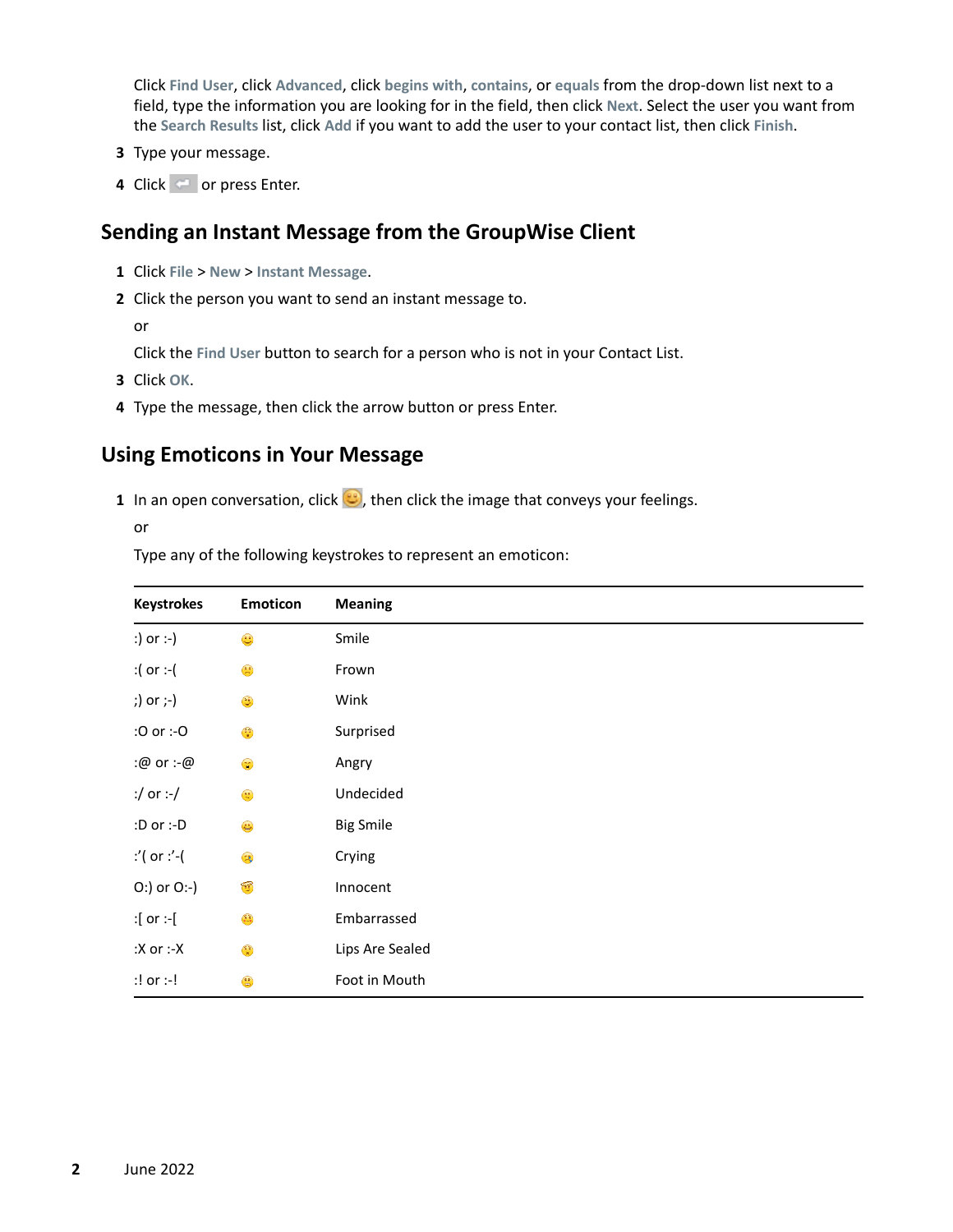Click **Find User**, click **Advanced**, click **begins with**, **contains**, or **equals** from the drop-down list next to a field, type the information you are looking for in the field, then click **Next**. Select the user you want from the **Search Results** list, click **Add** if you want to add the user to your contact list, then click **Finish**.

3. Type your message.
4. Click  or press Enter.

## Sending an Instant Message from the GroupWise Client

1. Click **File** > **New** > **Instant Message**.
2. Click the person you want to send an instant message to.

   or

   Click the **Find User** button to search for a person who is not in your Contact List.
3. Click **OK**.
4. Type the message, then click the arrow button or press Enter.

## Using Emoticons in Your Message

1. In an open conversation, click , then click the image that conveys your feelings.

   or

   Type any of the following keystrokes to represent an emoticon:

| Keystrokes | Emoticon | Meaning |
|---|---|---|
| :) or :-) | | Smile |
| :( or :-( | | Frown |
| ;) or ;-) | | Wink |
| :O or :-O | | Surprised |
| :@ or :-@ | | Angry |
| :/ or :-/ | | Undecided |
| :D or :-D | | Big Smile |
| :'( or :'-( | | Crying |
| O:) or O:-) | | Innocent |
| :[ or :-[ | | Embarrassed |
| :X or :-X | | Lips Are Sealed |
| :! or :-! | | Foot in Mouth |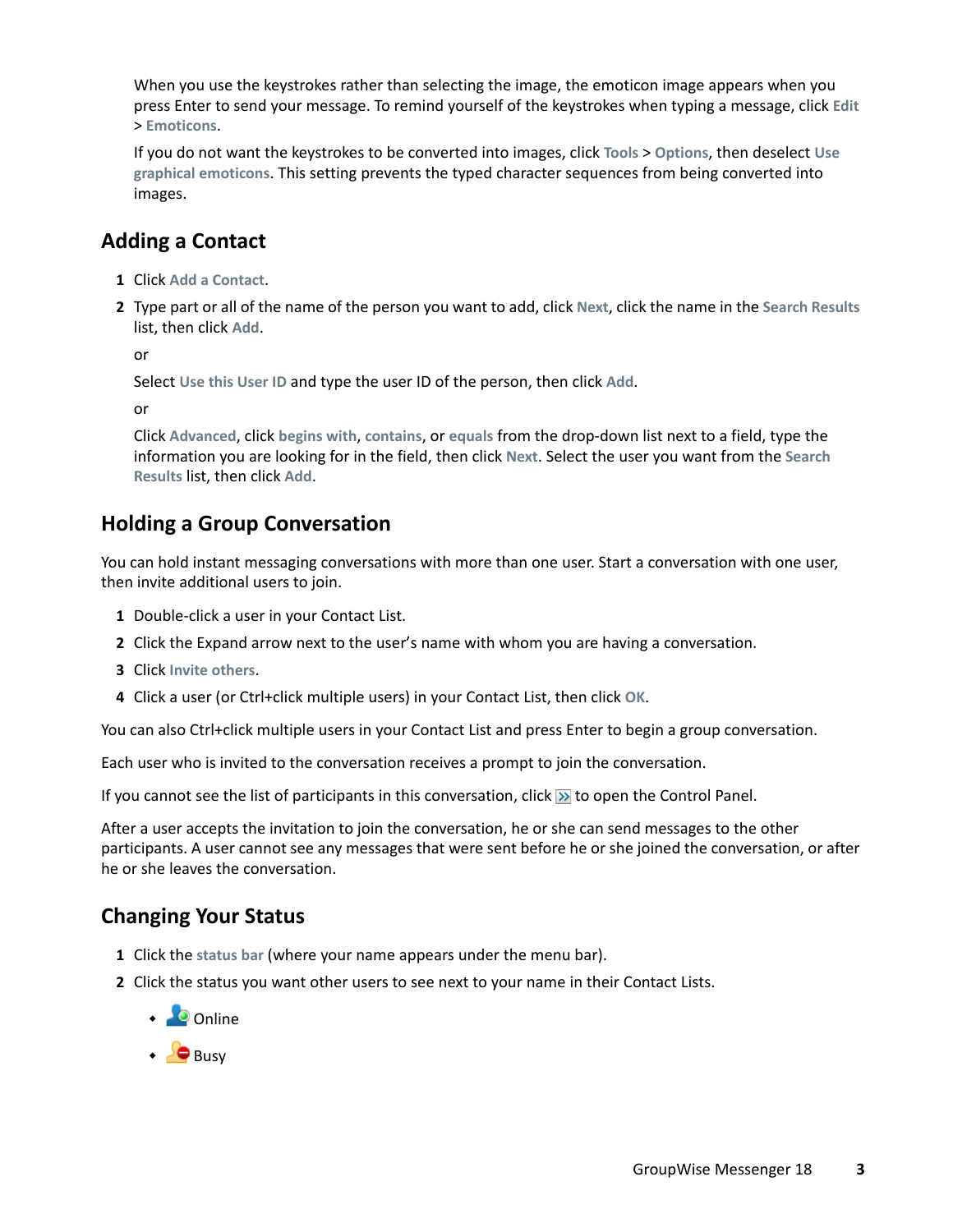When you use the keystrokes rather than selecting the image, the emoticon image appears when you press Enter to send your message. To remind yourself of the keystrokes when typing a message, click **Edit** > **Emoticons**.

If you do not want the keystrokes to be converted into images, click **Tools** > **Options**, then deselect **Use graphical emoticons**. This setting prevents the typed character sequences from being converted into images.

## Adding a Contact

1. Click **Add a Contact**.
2. Type part or all of the name of the person you want to add, click **Next**, click the name in the **Search Results** list, then click **Add**.

   or

   Select **Use this User ID** and type the user ID of the person, then click **Add**.

   or

   Click **Advanced**, click **begins with**, **contains**, or **equals** from the drop-down list next to a field, type the information you are looking for in the field, then click **Next**. Select the user you want from the **Search Results** list, then click **Add**.

## Holding a Group Conversation

You can hold instant messaging conversations with more than one user. Start a conversation with one user, then invite additional users to join.

1. Double-click a user in your Contact List.
2. Click the Expand arrow next to the user's name with whom you are having a conversation.
3. Click **Invite others**.
4. Click a user (or Ctrl+click multiple users) in your Contact List, then click **OK**.

You can also Ctrl+click multiple users in your Contact List and press Enter to begin a group conversation.

Each user who is invited to the conversation receives a prompt to join the conversation.

If you cannot see the list of participants in this conversation, click » to open the Control Panel.

After a user accepts the invitation to join the conversation, he or she can send messages to the other participants. A user cannot see any messages that were sent before he or she joined the conversation, or after he or she leaves the conversation.

## Changing Your Status

1. Click the **status bar** (where your name appears under the menu bar).
2. Click the status you want other users to see next to your name in their Contact Lists.
   - Online
   - Busy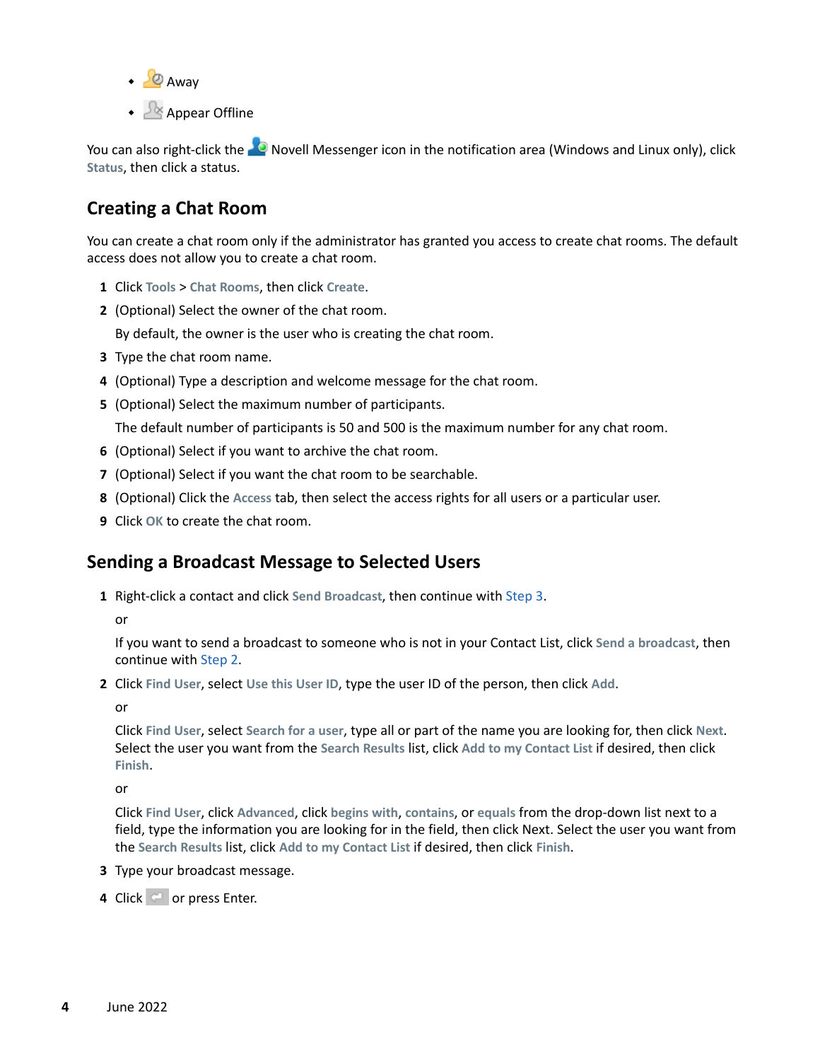- Away
- Appear Offline

You can also right-click the Novell Messenger icon in the notification area (Windows and Linux only), click **Status**, then click a status.

## Creating a Chat Room

You can create a chat room only if the administrator has granted you access to create chat rooms. The default access does not allow you to create a chat room.

1. Click **Tools** > **Chat Rooms**, then click **Create**.
2. (Optional) Select the owner of the chat room.

   By default, the owner is the user who is creating the chat room.
3. Type the chat room name.
4. (Optional) Type a description and welcome message for the chat room.
5. (Optional) Select the maximum number of participants.

   The default number of participants is 50 and 500 is the maximum number for any chat room.
6. (Optional) Select if you want to archive the chat room.
7. (Optional) Select if you want the chat room to be searchable.
8. (Optional) Click the **Access** tab, then select the access rights for all users or a particular user.
9. Click **OK** to create the chat room.

## Sending a Broadcast Message to Selected Users

1. Right-click a contact and click **Send Broadcast**, then continue with Step 3.

   or

   If you want to send a broadcast to someone who is not in your Contact List, click **Send a broadcast**, then continue with Step 2.
2. Click **Find User**, select **Use this User ID**, type the user ID of the person, then click **Add**.

   or

   Click **Find User**, select **Search for a user**, type all or part of the name you are looking for, then click **Next**. Select the user you want from the **Search Results** list, click **Add to my Contact List** if desired, then click **Finish**.

   or

   Click **Find User**, click **Advanced**, click **begins with**, **contains**, or **equals** from the drop-down list next to a field, type the information you are looking for in the field, then click Next. Select the user you want from the **Search Results** list, click **Add to my Contact List** if desired, then click **Finish**.
3. Type your broadcast message.
4. Click or press Enter.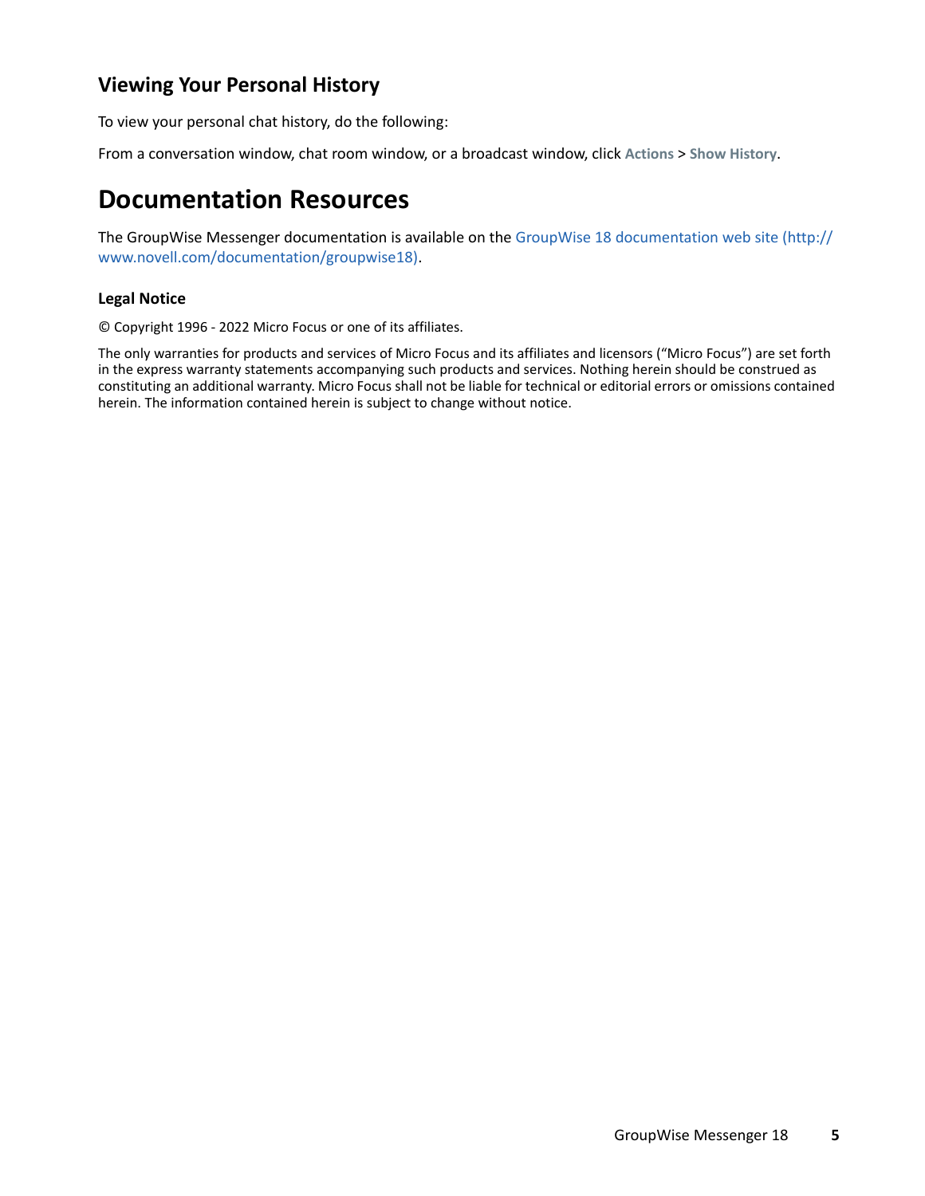## Viewing Your Personal History

To view your personal chat history, do the following:

From a conversation window, chat room window, or a broadcast window, click **Actions** > **Show History**.

# Documentation Resources

The GroupWise Messenger documentation is available on the GroupWise 18 documentation web site (http://www.novell.com/documentation/groupwise18).

### Legal Notice

© Copyright 1996 - 2022 Micro Focus or one of its affiliates.

The only warranties for products and services of Micro Focus and its affiliates and licensors ("Micro Focus") are set forth in the express warranty statements accompanying such products and services. Nothing herein should be construed as constituting an additional warranty. Micro Focus shall not be liable for technical or editorial errors or omissions contained herein. The information contained herein is subject to change without notice.